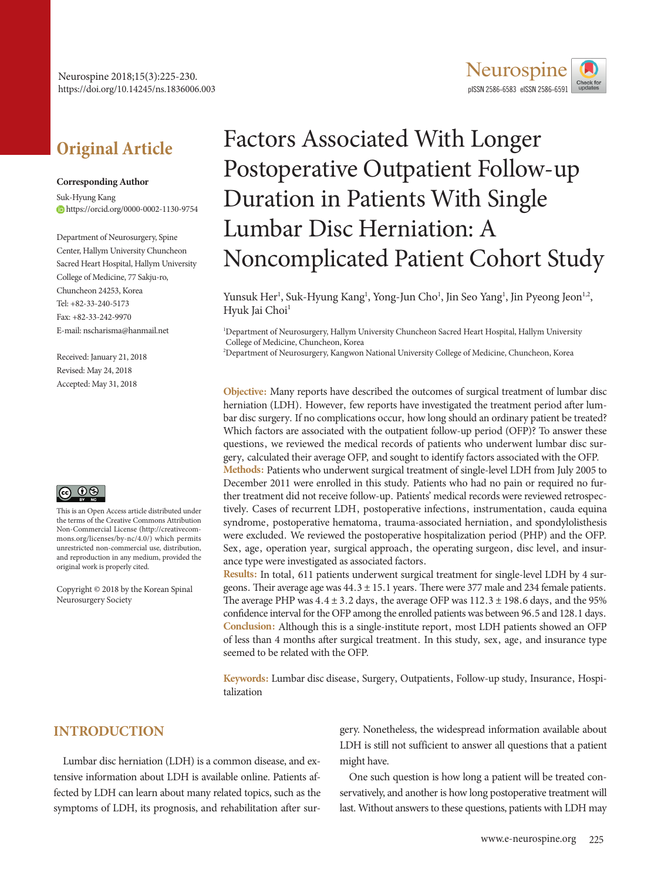## Original Article

**Corresponding Author**
Suk-Hyung Kang
https://orcid.org/0000-0002-1130-9754

Department of Neurosurgery, Spine Center, Hallym University Chuncheon Sacred Heart Hospital, Hallym University College of Medicine, 77 Sakju-ro, Chuncheon 24253, Korea
Tel: +82-33-240-5173
Fax: +82-33-242-9970
E-mail: nscharisma@hanmail.net

Received: January 21, 2018
Revised: May 24, 2018
Accepted: May 31, 2018

This is an Open Access article distributed under the terms of the Creative Commons Attribution Non-Commercial License (http://creativecommons.org/licenses/by-nc/4.0/) which permits unrestricted non-commercial use, distribution, and reproduction in any medium, provided the original work is properly cited.

Copyright © 2018 by the Korean Spinal Neurosurgery Society

# Factors Associated With Longer Postoperative Outpatient Follow-up Duration in Patients With Single Lumbar Disc Herniation: A Noncomplicated Patient Cohort Study

Yunsuk Her[1], Suk-Hyung Kang[1], Yong-Jun Cho[1], Jin Seo Yang[1], Jin Pyeong Jeon[1,2], Hyuk Jai Choi[1]

[1]Department of Neurosurgery, Hallym University Chuncheon Sacred Heart Hospital, Hallym University College of Medicine, Chuncheon, Korea
[2]Department of Neurosurgery, Kangwon National University College of Medicine, Chuncheon, Korea

**Objective:** Many reports have described the outcomes of surgical treatment of lumbar disc herniation (LDH). However, few reports have investigated the treatment period after lumbar disc surgery. If no complications occur, how long should an ordinary patient be treated? Which factors are associated with the outpatient follow-up period (OFP)? To answer these questions, we reviewed the medical records of patients who underwent lumbar disc surgery, calculated their average OFP, and sought to identify factors associated with the OFP.
**Methods:** Patients who underwent surgical treatment of single-level LDH from July 2005 to December 2011 were enrolled in this study. Patients who had no pain or required no further treatment did not receive follow-up. Patients' medical records were reviewed retrospectively. Cases of recurrent LDH, postoperative infections, instrumentation, cauda equina syndrome, postoperative hematoma, trauma-associated herniation, and spondylolisthesis were excluded. We reviewed the postoperative hospitalization period (PHP) and the OFP. Sex, age, operation year, surgical approach, the operating surgeon, disc level, and insurance type were investigated as associated factors.
**Results:** In total, 611 patients underwent surgical treatment for single-level LDH by 4 surgeons. Their average age was 44.3 ± 15.1 years. There were 377 male and 234 female patients. The average PHP was 4.4 ± 3.2 days, the average OFP was 112.3 ± 198.6 days, and the 95% confidence interval for the OFP among the enrolled patients was between 96.5 and 128.1 days.
**Conclusion:** Although this is a single-institute report, most LDH patients showed an OFP of less than 4 months after surgical treatment. In this study, sex, age, and insurance type seemed to be related with the OFP.

**Keywords:** Lumbar disc disease, Surgery, Outpatients, Follow-up study, Insurance, Hospitalization

## INTRODUCTION

Lumbar disc herniation (LDH) is a common disease, and extensive information about LDH is available online. Patients affected by LDH can learn about many related topics, such as the symptoms of LDH, its prognosis, and rehabilitation after surgery. Nonetheless, the widespread information available about LDH is still not sufficient to answer all questions that a patient might have.

One such question is how long a patient will be treated conservatively, and another is how long postoperative treatment will last. Without answers to these questions, patients with LDH may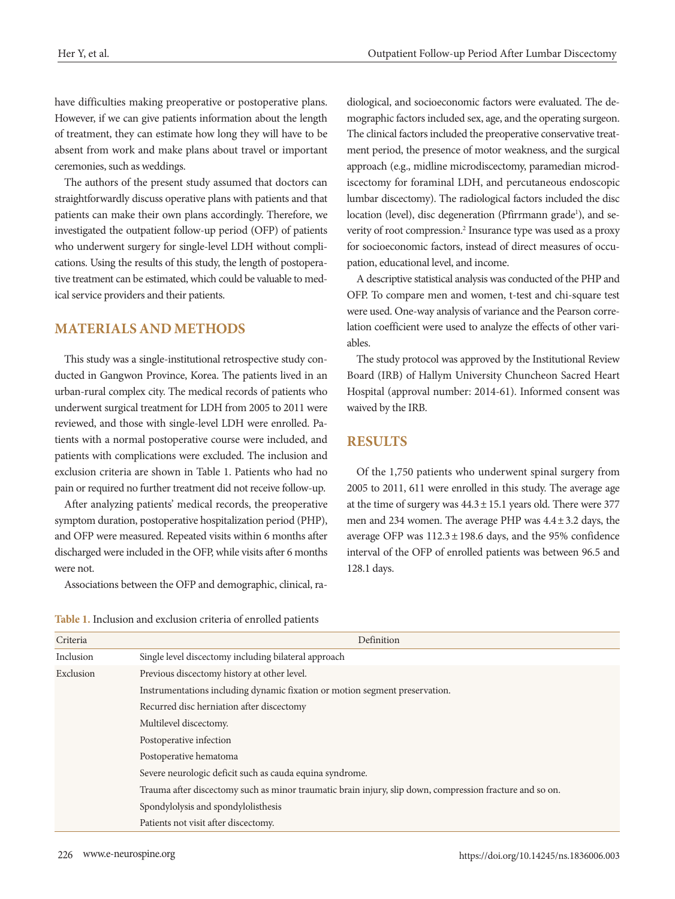have difficulties making preoperative or postoperative plans. However, if we can give patients information about the length of treatment, they can estimate how long they will have to be absent from work and make plans about travel or important ceremonies, such as weddings.

The authors of the present study assumed that doctors can straightforwardly discuss operative plans with patients and that patients can make their own plans accordingly. Therefore, we investigated the outpatient follow-up period (OFP) of patients who underwent surgery for single-level LDH without complications. Using the results of this study, the length of postoperative treatment can be estimated, which could be valuable to medical service providers and their patients.

## MATERIALS AND METHODS

This study was a single-institutional retrospective study conducted in Gangwon Province, Korea. The patients lived in an urban-rural complex city. The medical records of patients who underwent surgical treatment for LDH from 2005 to 2011 were reviewed, and those with single-level LDH were enrolled. Patients with a normal postoperative course were included, and patients with complications were excluded. The inclusion and exclusion criteria are shown in Table 1. Patients who had no pain or required no further treatment did not receive follow-up.

After analyzing patients' medical records, the preoperative symptom duration, postoperative hospitalization period (PHP), and OFP were measured. Repeated visits within 6 months after discharged were included in the OFP, while visits after 6 months were not.

Associations between the OFP and demographic, clinical, radiological, and socioeconomic factors were evaluated. The demographic factors included sex, age, and the operating surgeon. The clinical factors included the preoperative conservative treatment period, the presence of motor weakness, and the surgical approach (e.g., midline microdiscectomy, paramedian microdiscectomy for foraminal LDH, and percutaneous endoscopic lumbar discectomy). The radiological factors included the disc location (level), disc degeneration (Pfirrmann grade[1]), and severity of root compression.[2] Insurance type was used as a proxy for socioeconomic factors, instead of direct measures of occupation, educational level, and income.

A descriptive statistical analysis was conducted of the PHP and OFP. To compare men and women, t-test and chi-square test were used. One-way analysis of variance and the Pearson correlation coefficient were used to analyze the effects of other variables.

The study protocol was approved by the Institutional Review Board (IRB) of Hallym University Chuncheon Sacred Heart Hospital (approval number: 2014-61). Informed consent was waived by the IRB.

## RESULTS

Of the 1,750 patients who underwent spinal surgery from 2005 to 2011, 611 were enrolled in this study. The average age at the time of surgery was 44.3 ± 15.1 years old. There were 377 men and 234 women. The average PHP was 4.4 ± 3.2 days, the average OFP was 112.3 ± 198.6 days, and the 95% confidence interval of the OFP of enrolled patients was between 96.5 and 128.1 days.

**Table 1.** Inclusion and exclusion criteria of enrolled patients

| Criteria | Definition |
|---|---|
| Inclusion | Single level discectomy including bilateral approach |
| Exclusion | Previous discectomy history at other level. |
| | Instrumentations including dynamic fixation or motion segment preservation. |
| | Recurred disc herniation after discectomy |
| | Multilevel discectomy. |
| | Postoperative infection |
| | Postoperative hematoma |
| | Severe neurologic deficit such as cauda equina syndrome. |
| | Trauma after discectomy such as minor traumatic brain injury, slip down, compression fracture and so on. |
| | Spondylolysis and spondylolisthesis |
| | Patients not visit after discectomy. |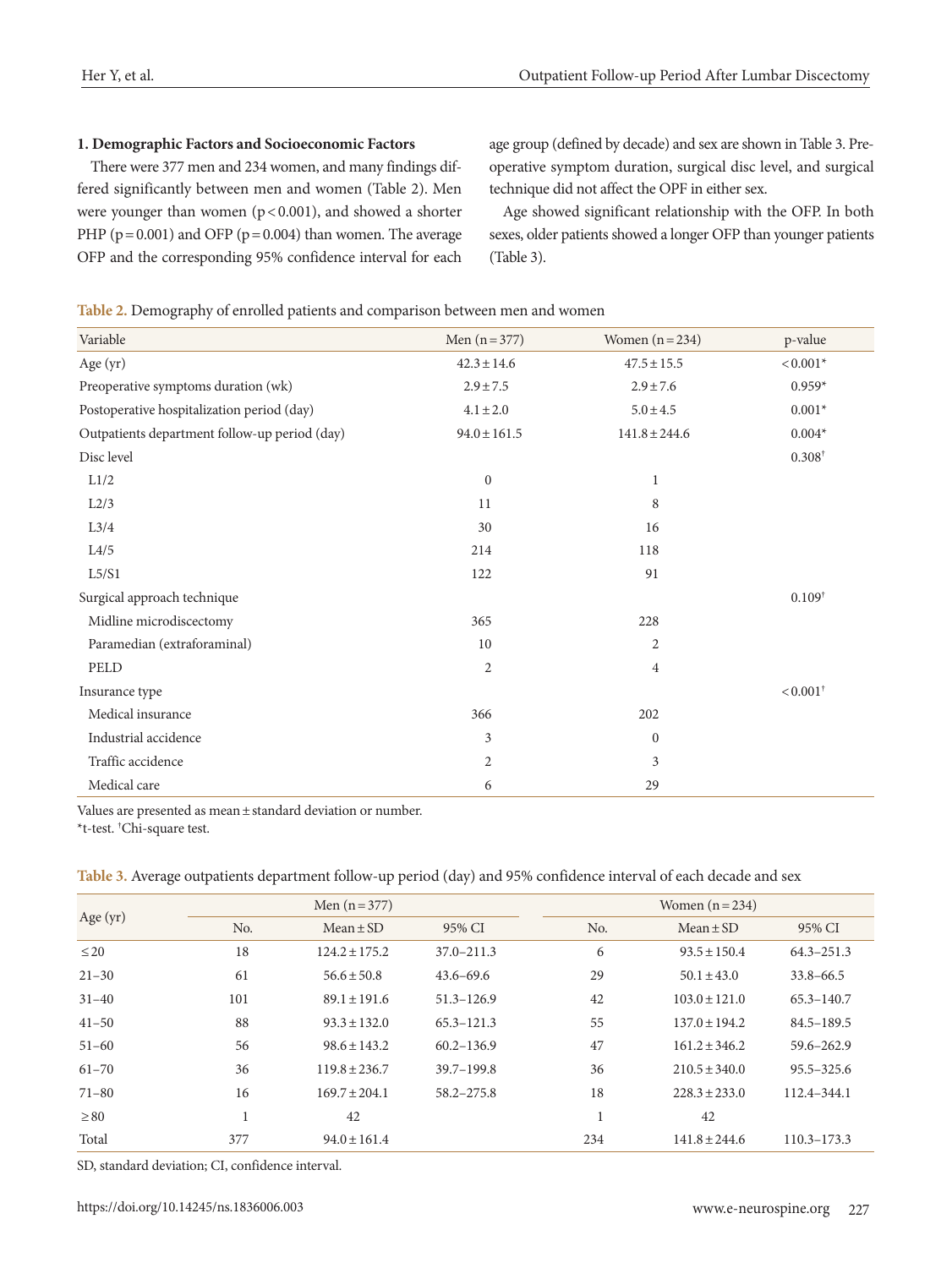### 1. Demographic Factors and Socioeconomic Factors

There were 377 men and 234 women, and many findings differed significantly between men and women (Table 2). Men were younger than women ($p < 0.001$), and showed a shorter PHP ($p = 0.001$) and OFP ($p = 0.004$) than women. The average OFP and the corresponding 95% confidence interval for each age group (defined by decade) and sex are shown in Table 3. Preoperative symptom duration, surgical disc level, and surgical technique did not affect the OPF in either sex.

Age showed significant relationship with the OFP. In both sexes, older patients showed a longer OFP than younger patients (Table 3).

**Table 2.** Demography of enrolled patients and comparison between men and women

| Variable | Men (n = 377) | Women (n = 234) | p-value |
|---|---|---|---|
| Age (yr) | 42.3 ± 14.6 | 47.5 ± 15.5 | < 0.001* |
| Preoperative symptoms duration (wk) | 2.9 ± 7.5 | 2.9 ± 7.6 | 0.959* |
| Postoperative hospitalization period (day) | 4.1 ± 2.0 | 5.0 ± 4.5 | 0.001* |
| Outpatients department follow-up period (day) | 94.0 ± 161.5 | 141.8 ± 244.6 | 0.004* |
| Disc level | | | 0.308† |
| L1/2 | 0 | 1 | |
| L2/3 | 11 | 8 | |
| L3/4 | 30 | 16 | |
| L4/5 | 214 | 118 | |
| L5/S1 | 122 | 91 | |
| Surgical approach technique | | | 0.109† |
| Midline microdiscectomy | 365 | 228 | |
| Paramedian (extraforaminal) | 10 | 2 | |
| PELD | 2 | 4 | |
| Insurance type | | | < 0.001† |
| Medical insurance | 366 | 202 | |
| Industrial accident | 3 | 0 | |
| Traffic accident | 2 | 3 | |
| Medical care | 6 | 29 | |

Values are presented as mean ± standard deviation or number.
*t-test. †Chi-square test.

**Table 3.** Average outpatients department follow-up period (day) and 95% confidence interval of each decade and sex

| Age (yr) | Men (n = 377) | | | Women (n = 234) | | |
|---|---|---|---|---|---|---|
| | No. | Mean ± SD | 95% CI | No. | Mean ± SD | 95% CI |
| ≤ 20 | 18 | 124.2 ± 175.2 | 37.0–211.3 | 6 | 93.5 ± 150.4 | 64.3–251.3 |
| 21–30 | 61 | 56.6 ± 50.8 | 43.6–69.6 | 29 | 50.1 ± 43.0 | 33.8–66.5 |
| 31–40 | 101 | 89.1 ± 191.6 | 51.3–126.9 | 42 | 103.0 ± 121.0 | 65.3–140.7 |
| 41–50 | 88 | 93.3 ± 132.0 | 65.3–121.3 | 55 | 137.0 ± 194.2 | 84.5–189.5 |
| 51–60 | 56 | 98.6 ± 143.2 | 60.2–136.9 | 47 | 161.2 ± 346.2 | 59.6–262.9 |
| 61–70 | 36 | 119.8 ± 236.7 | 39.7–199.8 | 36 | 210.5 ± 340.0 | 95.5–325.6 |
| 71–80 | 16 | 169.7 ± 204.1 | 58.2–275.8 | 18 | 228.3 ± 233.0 | 112.4–344.1 |
| ≥ 80 | 1 | 42 | | 1 | 42 | |
| Total | 377 | 94.0 ± 161.4 | | 234 | 141.8 ± 244.6 | 110.3–173.3 |

SD, standard deviation; CI, confidence interval.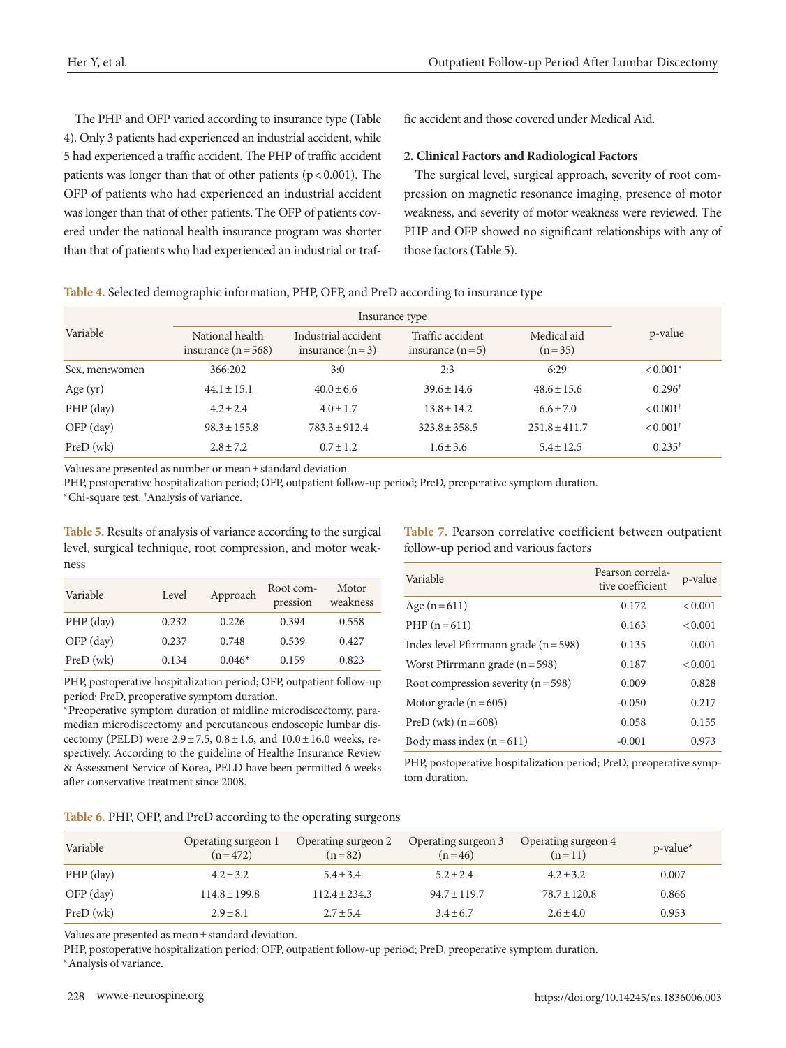The PHP and OFP varied according to insurance type (Table 4). Only 3 patients had experienced an industrial accident, while 5 had experienced a traffic accident. The PHP of traffic accident patients was longer than that of other patients ($p<0.001$). The OFP of patients who had experienced an industrial accident was longer than that of other patients. The OFP of patients covered under the national health insurance program was shorter than that of patients who had experienced an industrial or traffic accident and those covered under Medical Aid.

### 2. Clinical Factors and Radiological Factors

The surgical level, surgical approach, severity of root compression on magnetic resonance imaging, presence of motor weakness, and severity of motor weakness were reviewed. The PHP and OFP showed no significant relationships with any of those factors (Table 5).

**Table 4.** Selected demographic information, PHP, OFP, and PreD according to insurance type

| Variable | Insurance type | | | | p-value |
|---|---|---|---|---|---|
| | National health insurance (n = 568) | Industrial accident insurance (n = 3) | Traffic accident insurance (n = 5) | Medical aid (n = 35) | |
| Sex, men:women | 366:202 | 3:0 | 2:3 | 6:29 | < 0.001* |
| Age (yr) | 44.1 ± 15.1 | 40.0 ± 6.6 | 39.6 ± 14.6 | 48.6 ± 15.6 | 0.296† |
| PHP (day) | 4.2 ± 2.4 | 4.0 ± 1.7 | 13.8 ± 14.2 | 6.6 ± 7.0 | < 0.001† |
| OFP (day) | 98.3 ± 155.8 | 783.3 ± 912.4 | 323.8 ± 358.5 | 251.8 ± 411.7 | < 0.001† |
| PreD (wk) | 2.8 ± 7.2 | 0.7 ± 1.2 | 1.6 ± 3.6 | 5.4 ± 12.5 | 0.235† |

Values are presented as number or mean ± standard deviation.
PHP, postoperative hospitalization period; OFP, outpatient follow-up period; PreD, preoperative symptom duration.
*Chi-square test. †Analysis of variance.

**Table 5.** Results of analysis of variance according to the surgical level, surgical technique, root compression, and motor weakness

| Variable | Level | Approach | Root compression | Motor weakness |
|---|---|---|---|---|
| PHP (day) | 0.232 | 0.226 | 0.394 | 0.558 |
| OFP (day) | 0.237 | 0.748 | 0.539 | 0.427 |
| PreD (wk) | 0.134 | 0.046* | 0.159 | 0.823 |

PHP, postoperative hospitalization period; OFP, outpatient follow-up period; PreD, preoperative symptom duration.
*Preoperative symptom duration of midline microdiscectomy, paramedian microdiscectomy and percutaneous endoscopic lumbar discectomy (PELD) were 2.9 ± 7.5, 0.8 ± 1.6, and 10.0 ± 16.0 weeks, respectively. According to the guideline of Healthe Insurance Review & Assessment Service of Korea, PELD have been permitted 6 weeks after conservative treatment since 2008.

**Table 7.** Pearson correlative coefficient between outpatient follow-up period and various factors

| Variable | Pearson correlative coefficient | p-value |
|---|---|---|
| Age (n = 611) | 0.172 | < 0.001 |
| PHP (n = 611) | 0.163 | < 0.001 |
| Index level Pfirrmann grade (n = 598) | 0.135 | 0.001 |
| Worst Pfirrmann grade (n = 598) | 0.187 | < 0.001 |
| Root compression severity (n = 598) | 0.009 | 0.828 |
| Motor grade (n = 605) | -0.050 | 0.217 |
| PreD (wk) (n = 608) | 0.058 | 0.155 |
| Body mass index (n = 611) | -0.001 | 0.973 |

PHP, postoperative hospitalization period; PreD, preoperative symptom duration.

**Table 6.** PHP, OFP, and PreD according to the operating surgeons

| Variable | Operating surgeon 1 (n = 472) | Operating surgeon 2 (n = 82) | Operating surgeon 3 (n = 46) | Operating surgeon 4 (n = 11) | p-value* |
|---|---|---|---|---|---|
| PHP (day) | 4.2 ± 3.2 | 5.4 ± 3.4 | 5.2 ± 2.4 | 4.2 ± 3.2 | 0.007 |
| OFP (day) | 114.8 ± 199.8 | 112.4 ± 234.3 | 94.7 ± 119.7 | 78.7 ± 120.8 | 0.866 |
| PreD (wk) | 2.9 ± 8.1 | 2.7 ± 5.4 | 3.4 ± 6.7 | 2.6 ± 4.0 | 0.953 |

Values are presented as mean ± standard deviation.
PHP, postoperative hospitalization period; OFP, outpatient follow-up period; PreD, preoperative symptom duration.
*Analysis of variance.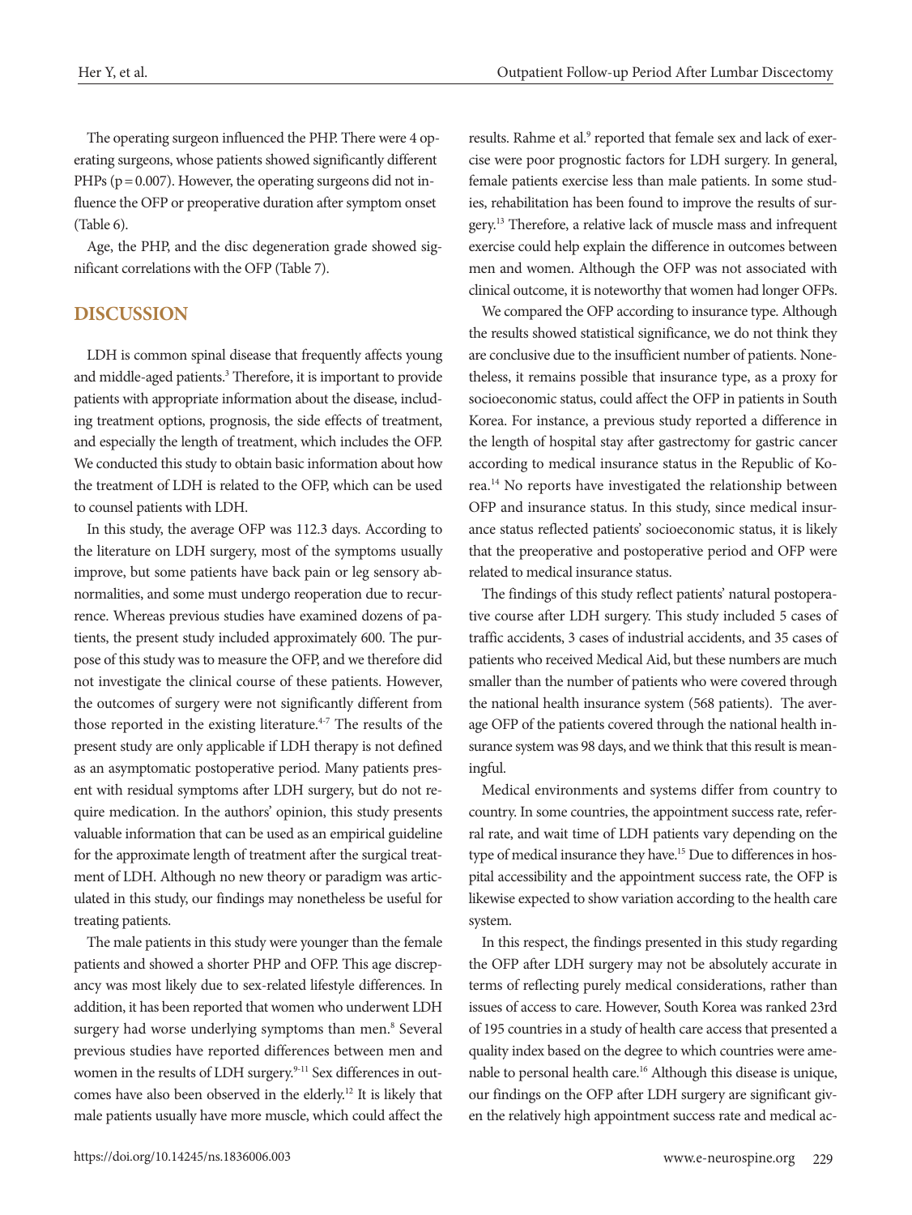The operating surgeon influenced the PHP. There were 4 operating surgeons, whose patients showed significantly different PHPs ($p = 0.007$). However, the operating surgeons did not influence the OFP or preoperative duration after symptom onset (Table 6).

Age, the PHP, and the disc degeneration grade showed significant correlations with the OFP (Table 7).

## DISCUSSION

LDH is common spinal disease that frequently affects young and middle-aged patients.[3] Therefore, it is important to provide patients with appropriate information about the disease, including treatment options, prognosis, the side effects of treatment, and especially the length of treatment, which includes the OFP. We conducted this study to obtain basic information about how the treatment of LDH is related to the OFP, which can be used to counsel patients with LDH.

In this study, the average OFP was 112.3 days. According to the literature on LDH surgery, most of the symptoms usually improve, but some patients have back pain or leg sensory abnormalities, and some must undergo reoperation due to recurrence. Whereas previous studies have examined dozens of patients, the present study included approximately 600. The purpose of this study was to measure the OFP, and we therefore did not investigate the clinical course of these patients. However, the outcomes of surgery were not significantly different from those reported in the existing literature.[4-7] The results of the present study are only applicable if LDH therapy is not defined as an asymptomatic postoperative period. Many patients present with residual symptoms after LDH surgery, but do not require medication. In the authors' opinion, this study presents valuable information that can be used as an empirical guideline for the approximate length of treatment after the surgical treatment of LDH. Although no new theory or paradigm was articulated in this study, our findings may nonetheless be useful for treating patients.

The male patients in this study were younger than the female patients and showed a shorter PHP and OFP. This age discrepancy was most likely due to sex-related lifestyle differences. In addition, it has been reported that women who underwent LDH surgery had worse underlying symptoms than men.[8] Several previous studies have reported differences between men and women in the results of LDH surgery.[9-11] Sex differences in outcomes have also been observed in the elderly.[12] It is likely that male patients usually have more muscle, which could affect the results. Rahme et al.[9] reported that female sex and lack of exercise were poor prognostic factors for LDH surgery. In general, female patients exercise less than male patients. In some studies, rehabilitation has been found to improve the results of surgery.[13] Therefore, a relative lack of muscle mass and infrequent exercise could help explain the difference in outcomes between men and women. Although the OFP was not associated with clinical outcome, it is noteworthy that women had longer OFPs.

We compared the OFP according to insurance type. Although the results showed statistical significance, we do not think they are conclusive due to the insufficient number of patients. Nonetheless, it remains possible that insurance type, as a proxy for socioeconomic status, could affect the OFP in patients in South Korea. For instance, a previous study reported a difference in the length of hospital stay after gastrectomy for gastric cancer according to medical insurance status in the Republic of Korea.[14] No reports have investigated the relationship between OFP and insurance status. In this study, since medical insurance status reflected patients' socioeconomic status, it is likely that the preoperative and postoperative period and OFP were related to medical insurance status.

The findings of this study reflect patients' natural postoperative course after LDH surgery. This study included 5 cases of traffic accidents, 3 cases of industrial accidents, and 35 cases of patients who received Medical Aid, but these numbers are much smaller than the number of patients who were covered through the national health insurance system (568 patients). The average OFP of the patients covered through the national health insurance system was 98 days, and we think that this result is meaningful.

Medical environments and systems differ from country to country. In some countries, the appointment success rate, referral rate, and wait time of LDH patients vary depending on the type of medical insurance they have.[15] Due to differences in hospital accessibility and the appointment success rate, the OFP is likewise expected to show variation according to the health care system.

In this respect, the findings presented in this study regarding the OFP after LDH surgery may not be absolutely accurate in terms of reflecting purely medical considerations, rather than issues of access to care. However, South Korea was ranked 23rd of 195 countries in a study of health care access that presented a quality index based on the degree to which countries were amenable to personal health care.[16] Although this disease is unique, our findings on the OFP after LDH surgery are significant given the relatively high appointment success rate and medical ac-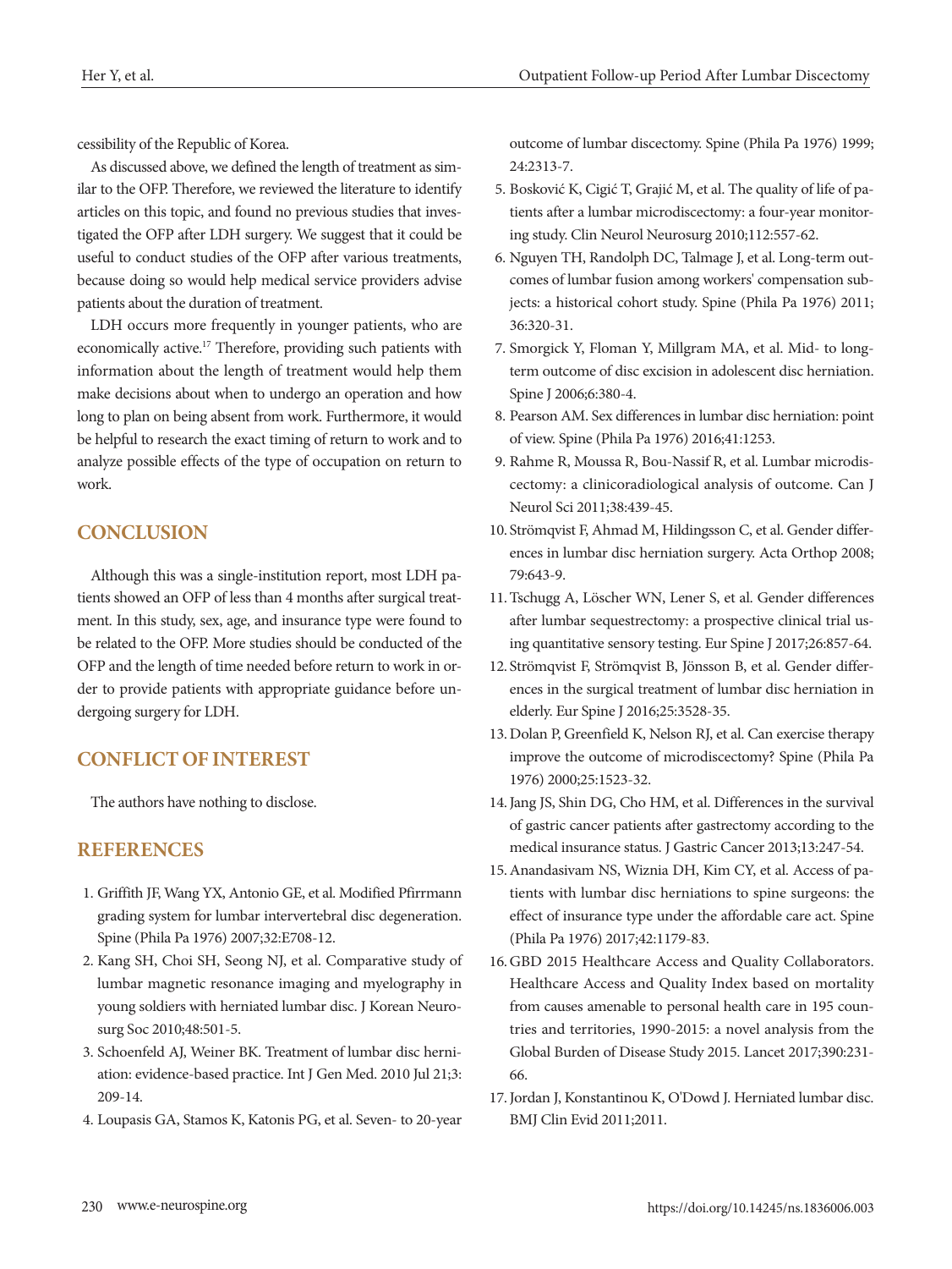cessibility of the Republic of Korea.

As discussed above, we defined the length of treatment as similar to the OFP. Therefore, we reviewed the literature to identify articles on this topic, and found no previous studies that investigated the OFP after LDH surgery. We suggest that it could be useful to conduct studies of the OFP after various treatments, because doing so would help medical service providers advise patients about the duration of treatment.

LDH occurs more frequently in younger patients, who are economically active.[17] Therefore, providing such patients with information about the length of treatment would help them make decisions about when to undergo an operation and how long to plan on being absent from work. Furthermore, it would be helpful to research the exact timing of return to work and to analyze possible effects of the type of occupation on return to work.

## CONCLUSION

Although this was a single-institution report, most LDH patients showed an OFP of less than 4 months after surgical treatment. In this study, sex, age, and insurance type were found to be related to the OFP. More studies should be conducted of the OFP and the length of time needed before return to work in order to provide patients with appropriate guidance before undergoing surgery for LDH.

## CONFLICT OF INTEREST

The authors have nothing to disclose.

## REFERENCES

1. Griffith JF, Wang YX, Antonio GE, et al. Modified Pfirrmann grading system for lumbar intervertebral disc degeneration. Spine (Phila Pa 1976) 2007;32:E708-12.
2. Kang SH, Choi SH, Seong NJ, et al. Comparative study of lumbar magnetic resonance imaging and myelography in young soldiers with herniated lumbar disc. J Korean Neurosurg Soc 2010;48:501-5.
3. Schoenfeld AJ, Weiner BK. Treatment of lumbar disc herniation: evidence-based practice. Int J Gen Med. 2010 Jul 21;3:209-14.
4. Loupasis GA, Stamos K, Katonis PG, et al. Seven- to 20-year outcome of lumbar discectomy. Spine (Phila Pa 1976) 1999;24:2313-7.
5. Bosković K, Cigić T, Grajić M, et al. The quality of life of patients after a lumbar microdiscectomy: a four-year monitoring study. Clin Neurol Neurosurg 2010;112:557-62.
6. Nguyen TH, Randolph DC, Talmage J, et al. Long-term outcomes of lumbar fusion among workers' compensation subjects: a historical cohort study. Spine (Phila Pa 1976) 2011;36:320-31.
7. Smorgick Y, Floman Y, Millgram MA, et al. Mid- to long-term outcome of disc excision in adolescent disc herniation. Spine J 2006;6:380-4.
8. Pearson AM. Sex differences in lumbar disc herniation: point of view. Spine (Phila Pa 1976) 2016;41:1253.
9. Rahme R, Moussa R, Bou-Nassif R, et al. Lumbar microdiscectomy: a clinicoradiological analysis of outcome. Can J Neurol Sci 2011;38:439-45.
10. Strömqvist F, Ahmad M, Hildingsson C, et al. Gender differences in lumbar disc herniation surgery. Acta Orthop 2008;79:643-9.
11. Tschugg A, Löscher WN, Lener S, et al. Gender differences after lumbar sequestrectomy: a prospective clinical trial using quantitative sensory testing. Eur Spine J 2017;26:857-64.
12. Strömqvist F, Strömqvist B, Jönsson B, et al. Gender differences in the surgical treatment of lumbar disc herniation in elderly. Eur Spine J 2016;25:3528-35.
13. Dolan P, Greenfield K, Nelson RJ, et al. Can exercise therapy improve the outcome of microdiscectomy? Spine (Phila Pa 1976) 2000;25:1523-32.
14. Jang JS, Shin DG, Cho HM, et al. Differences in the survival of gastric cancer patients after gastrectomy according to the medical insurance status. J Gastric Cancer 2013;13:247-54.
15. Anandasivam NS, Wiznia DH, Kim CY, et al. Access of patients with lumbar disc herniations to spine surgeons: the effect of insurance type under the affordable care act. Spine (Phila Pa 1976) 2017;42:1179-83.
16. GBD 2015 Healthcare Access and Quality Collaborators. Healthcare Access and Quality Index based on mortality from causes amenable to personal health care in 195 countries and territories, 1990-2015: a novel analysis from the Global Burden of Disease Study 2015. Lancet 2017;390:231-66.
17. Jordan J, Konstantinou K, O'Dowd J. Herniated lumbar disc. BMJ Clin Evid 2011;2011.